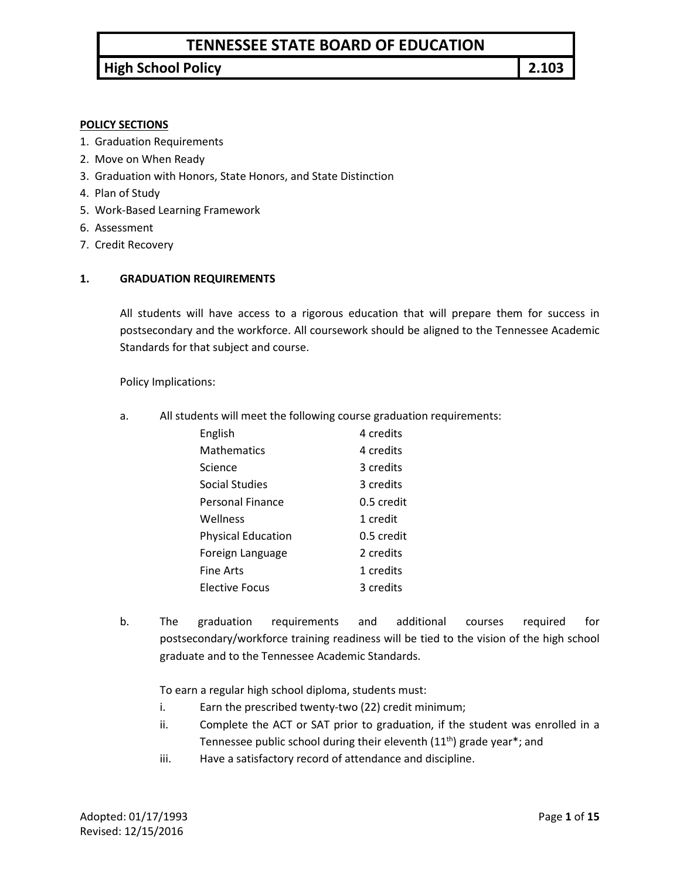# TENNESSEE STATE BOARD OF EDUCATION

## High School Policy 2.103

**POLICY SECTIONS**

1. Graduation Requirements
2. Move on When Ready
3. Graduation with Honors, State Honors, and State Distinction
4. Plan of Study
5. Work-Based Learning Framework
6. Assessment
7. Credit Recovery

### 1. GRADUATION REQUIREMENTS

All students will have access to a rigorous education that will prepare them for success in postsecondary and the workforce. All coursework should be aligned to the Tennessee Academic Standards for that subject and course.

Policy Implications:

a. All students will meet the following course graduation requirements:

| | |
|---|---|
| English | 4 credits |
| Mathematics | 4 credits |
| Science | 3 credits |
| Social Studies | 3 credits |
| Personal Finance | 0.5 credit |
| Wellness | 1 credit |
| Physical Education | 0.5 credit |
| Foreign Language | 2 credits |
| Fine Arts | 1 credits |
| Elective Focus | 3 credits |

b. The graduation requirements and additional courses required for postsecondary/workforce training readiness will be tied to the vision of the high school graduate and to the Tennessee Academic Standards.

   To earn a regular high school diploma, students must:

   i. Earn the prescribed twenty-two (22) credit minimum;

   ii. Complete the ACT or SAT prior to graduation, if the student was enrolled in a Tennessee public school during their eleventh (11th) grade year*; and

   iii. Have a satisfactory record of attendance and discipline.

Adopted: 01/17/1993
Revised: 12/15/2016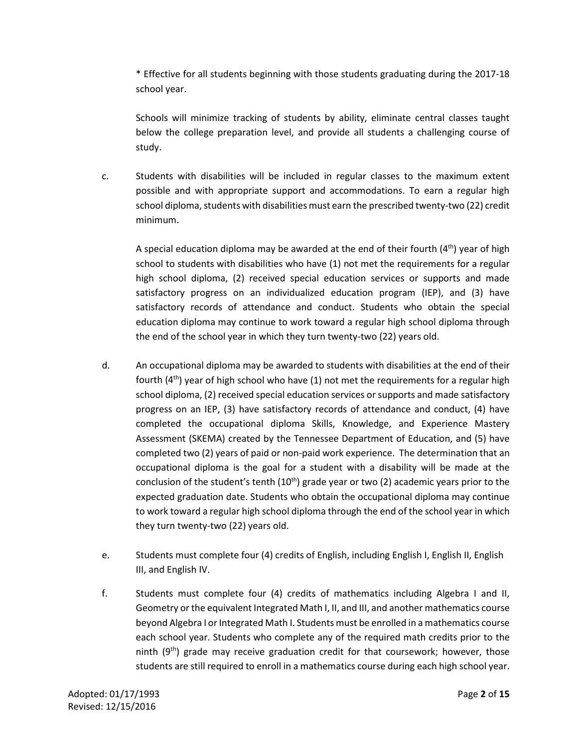* Effective for all students beginning with those students graduating during the 2017-18 school year.

Schools will minimize tracking of students by ability, eliminate central classes taught below the college preparation level, and provide all students a challenging course of study.

c. Students with disabilities will be included in regular classes to the maximum extent possible and with appropriate support and accommodations. To earn a regular high school diploma, students with disabilities must earn the prescribed twenty-two (22) credit minimum.

   A special education diploma may be awarded at the end of their fourth (4th) year of high school to students with disabilities who have (1) not met the requirements for a regular high school diploma, (2) received special education services or supports and made satisfactory progress on an individualized education program (IEP), and (3) have satisfactory records of attendance and conduct. Students who obtain the special education diploma may continue to work toward a regular high school diploma through the end of the school year in which they turn twenty-two (22) years old.

d. An occupational diploma may be awarded to students with disabilities at the end of their fourth (4th) year of high school who have (1) not met the requirements for a regular high school diploma, (2) received special education services or supports and made satisfactory progress on an IEP, (3) have satisfactory records of attendance and conduct, (4) have completed the occupational diploma Skills, Knowledge, and Experience Mastery Assessment (SKEMA) created by the Tennessee Department of Education, and (5) have completed two (2) years of paid or non-paid work experience. The determination that an occupational diploma is the goal for a student with a disability will be made at the conclusion of the student's tenth (10th) grade year or two (2) academic years prior to the expected graduation date. Students who obtain the occupational diploma may continue to work toward a regular high school diploma through the end of the school year in which they turn twenty-two (22) years old.

e. Students must complete four (4) credits of English, including English I, English II, English III, and English IV.

f. Students must complete four (4) credits of mathematics including Algebra I and II, Geometry or the equivalent Integrated Math I, II, and III, and another mathematics course beyond Algebra I or Integrated Math I. Students must be enrolled in a mathematics course each school year. Students who complete any of the required math credits prior to the ninth (9th) grade may receive graduation credit for that coursework; however, those students are still required to enroll in a mathematics course during each high school year.

Adopted: 01/17/1993
Revised: 12/15/2016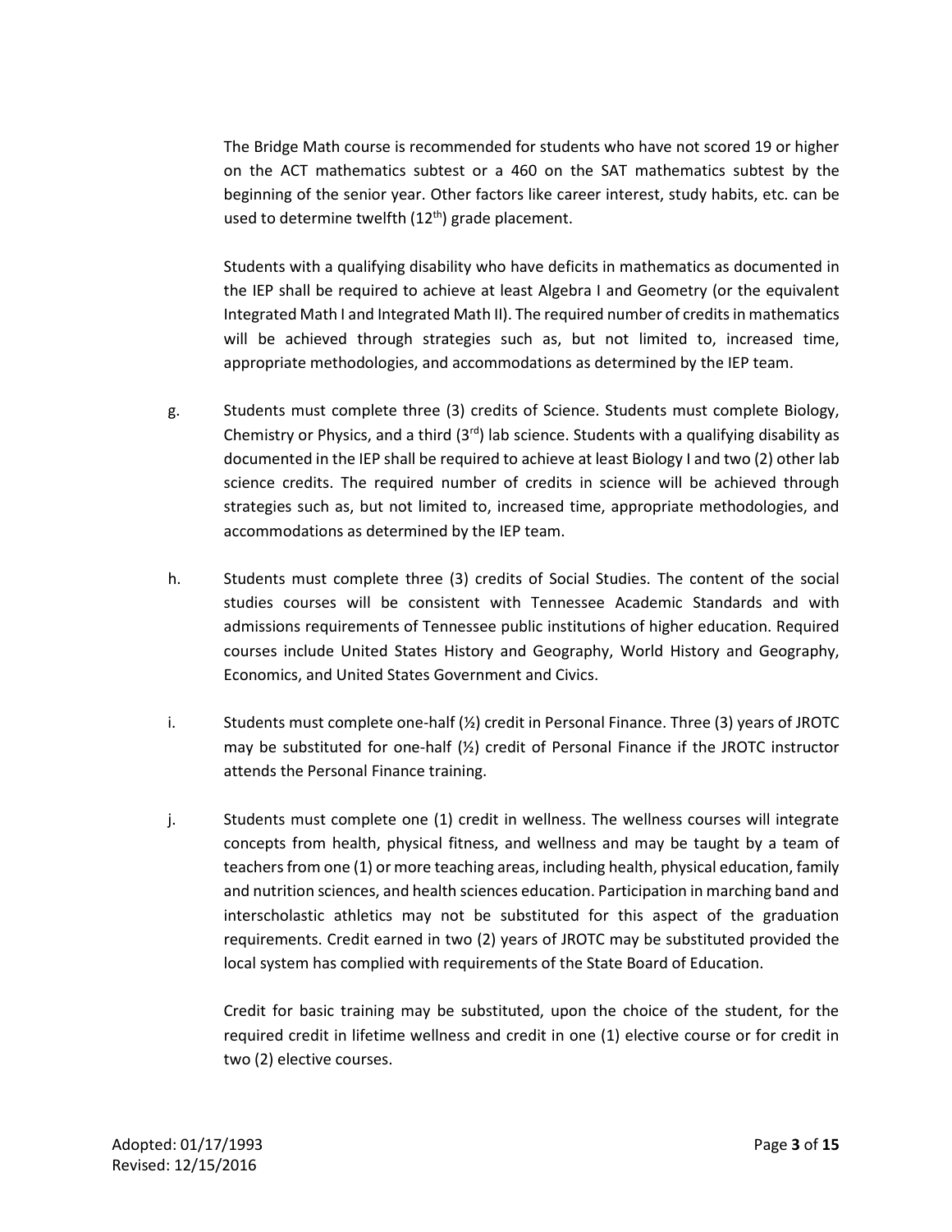The Bridge Math course is recommended for students who have not scored 19 or higher on the ACT mathematics subtest or a 460 on the SAT mathematics subtest by the beginning of the senior year. Other factors like career interest, study habits, etc. can be used to determine twelfth (12th) grade placement.

Students with a qualifying disability who have deficits in mathematics as documented in the IEP shall be required to achieve at least Algebra I and Geometry (or the equivalent Integrated Math I and Integrated Math II). The required number of credits in mathematics will be achieved through strategies such as, but not limited to, increased time, appropriate methodologies, and accommodations as determined by the IEP team.

g. Students must complete three (3) credits of Science. Students must complete Biology, Chemistry or Physics, and a third (3rd) lab science. Students with a qualifying disability as documented in the IEP shall be required to achieve at least Biology I and two (2) other lab science credits. The required number of credits in science will be achieved through strategies such as, but not limited to, increased time, appropriate methodologies, and accommodations as determined by the IEP team.

h. Students must complete three (3) credits of Social Studies. The content of the social studies courses will be consistent with Tennessee Academic Standards and with admissions requirements of Tennessee public institutions of higher education. Required courses include United States History and Geography, World History and Geography, Economics, and United States Government and Civics.

i. Students must complete one-half (½) credit in Personal Finance. Three (3) years of JROTC may be substituted for one-half (½) credit of Personal Finance if the JROTC instructor attends the Personal Finance training.

j. Students must complete one (1) credit in wellness. The wellness courses will integrate concepts from health, physical fitness, and wellness and may be taught by a team of teachers from one (1) or more teaching areas, including health, physical education, family and nutrition sciences, and health sciences education. Participation in marching band and interscholastic athletics may not be substituted for this aspect of the graduation requirements. Credit earned in two (2) years of JROTC may be substituted provided the local system has complied with requirements of the State Board of Education.

Credit for basic training may be substituted, upon the choice of the student, for the required credit in lifetime wellness and credit in one (1) elective course or for credit in two (2) elective courses.

Adopted: 01/17/1993
Revised: 12/15/2016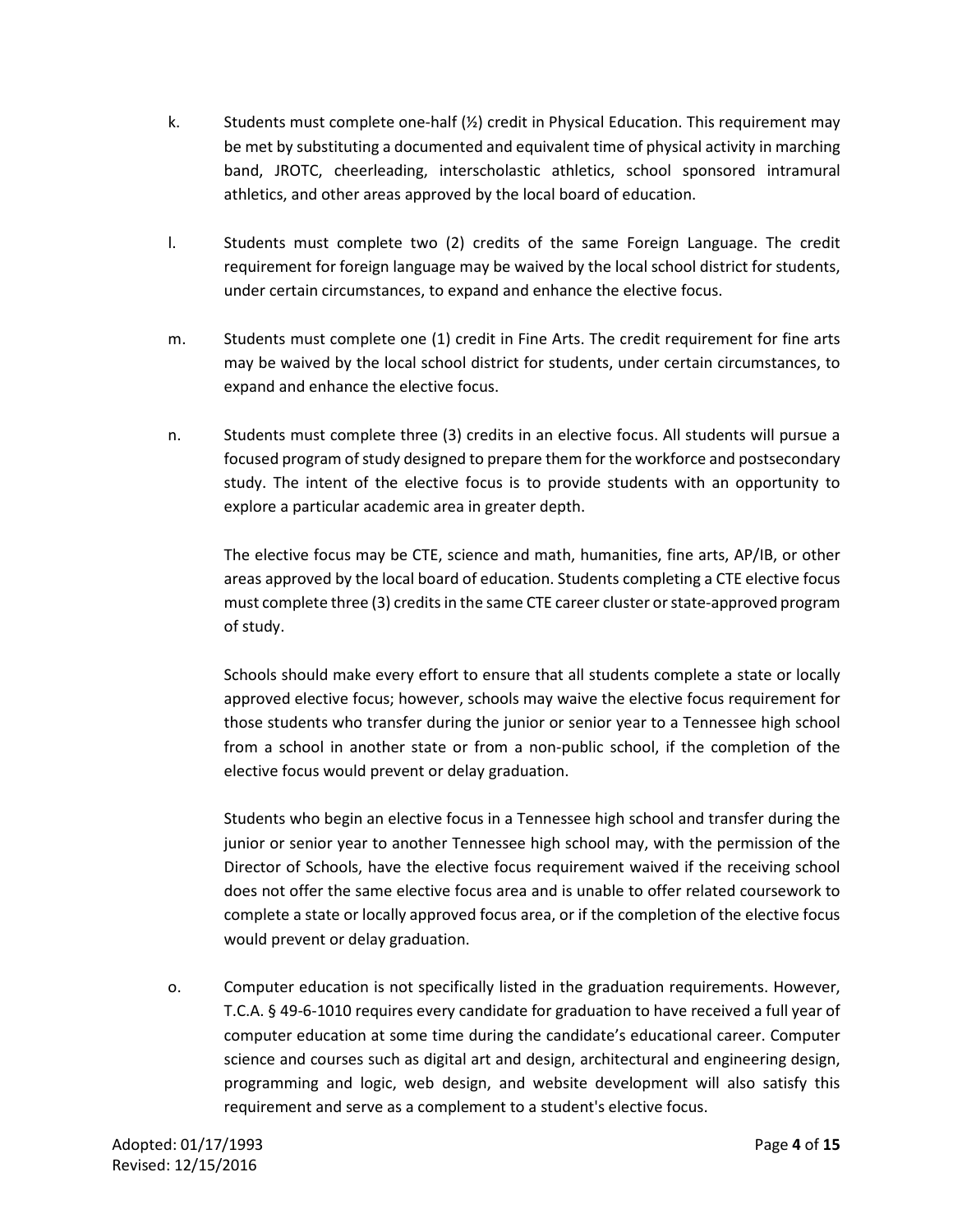k. Students must complete one-half (½) credit in Physical Education. This requirement may be met by substituting a documented and equivalent time of physical activity in marching band, JROTC, cheerleading, interscholastic athletics, school sponsored intramural athletics, and other areas approved by the local board of education.

l. Students must complete two (2) credits of the same Foreign Language. The credit requirement for foreign language may be waived by the local school district for students, under certain circumstances, to expand and enhance the elective focus.

m. Students must complete one (1) credit in Fine Arts. The credit requirement for fine arts may be waived by the local school district for students, under certain circumstances, to expand and enhance the elective focus.

n. Students must complete three (3) credits in an elective focus. All students will pursue a focused program of study designed to prepare them for the workforce and postsecondary study. The intent of the elective focus is to provide students with an opportunity to explore a particular academic area in greater depth.

   The elective focus may be CTE, science and math, humanities, fine arts, AP/IB, or other areas approved by the local board of education. Students completing a CTE elective focus must complete three (3) credits in the same CTE career cluster or state-approved program of study.

   Schools should make every effort to ensure that all students complete a state or locally approved elective focus; however, schools may waive the elective focus requirement for those students who transfer during the junior or senior year to a Tennessee high school from a school in another state or from a non-public school, if the completion of the elective focus would prevent or delay graduation.

   Students who begin an elective focus in a Tennessee high school and transfer during the junior or senior year to another Tennessee high school may, with the permission of the Director of Schools, have the elective focus requirement waived if the receiving school does not offer the same elective focus area and is unable to offer related coursework to complete a state or locally approved focus area, or if the completion of the elective focus would prevent or delay graduation.

o. Computer education is not specifically listed in the graduation requirements. However, T.C.A. § 49-6-1010 requires every candidate for graduation to have received a full year of computer education at some time during the candidate's educational career. Computer science and courses such as digital art and design, architectural and engineering design, programming and logic, web design, and website development will also satisfy this requirement and serve as a complement to a student's elective focus.

Adopted: 01/17/1993
Revised: 12/15/2016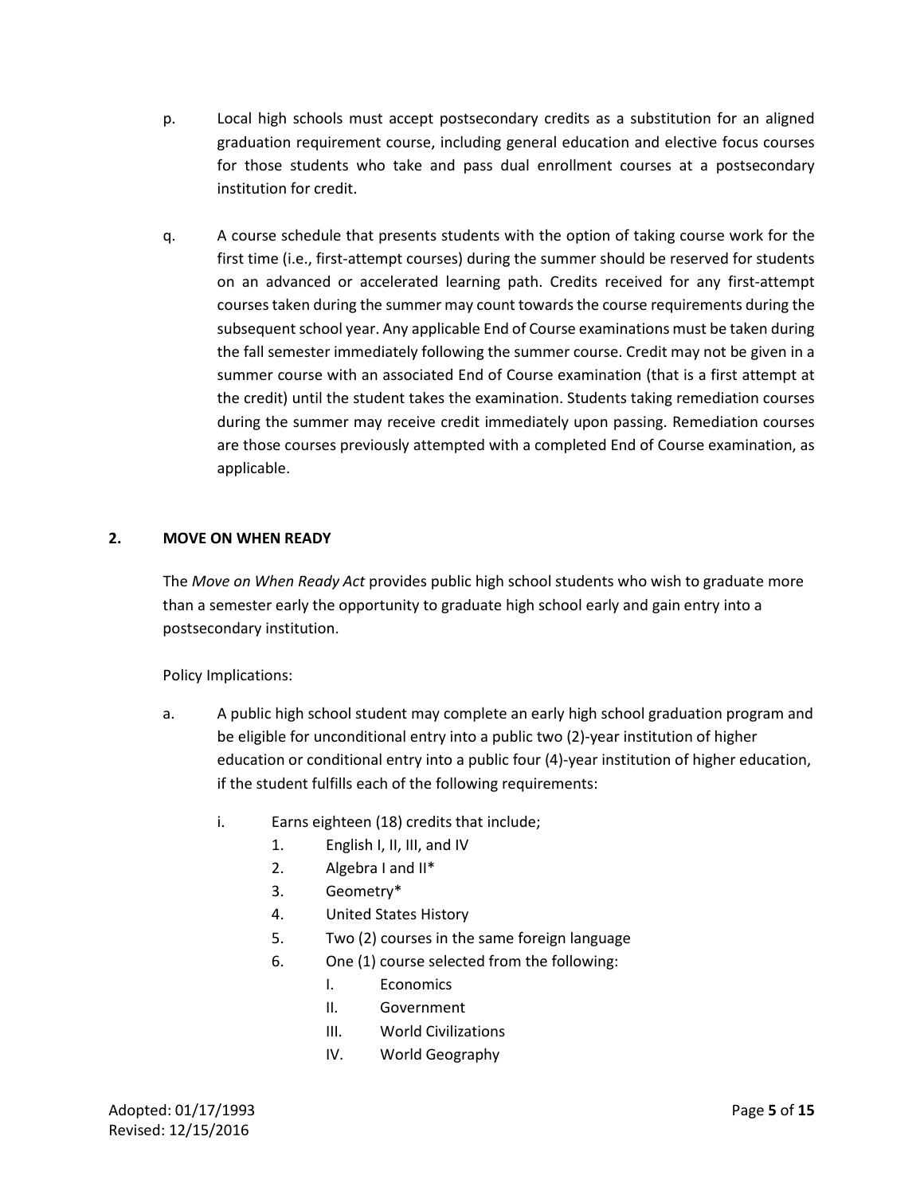p. Local high schools must accept postsecondary credits as a substitution for an aligned graduation requirement course, including general education and elective focus courses for those students who take and pass dual enrollment courses at a postsecondary institution for credit.

q. A course schedule that presents students with the option of taking course work for the first time (i.e., first-attempt courses) during the summer should be reserved for students on an advanced or accelerated learning path. Credits received for any first-attempt courses taken during the summer may count towards the course requirements during the subsequent school year. Any applicable End of Course examinations must be taken during the fall semester immediately following the summer course. Credit may not be given in a summer course with an associated End of Course examination (that is a first attempt at the credit) until the student takes the examination. Students taking remediation courses during the summer may receive credit immediately upon passing. Remediation courses are those courses previously attempted with a completed End of Course examination, as applicable.

## 2. MOVE ON WHEN READY

The *Move on When Ready Act* provides public high school students who wish to graduate more than a semester early the opportunity to graduate high school early and gain entry into a postsecondary institution.

Policy Implications:

a. A public high school student may complete an early high school graduation program and be eligible for unconditional entry into a public two (2)-year institution of higher education or conditional entry into a public four (4)-year institution of higher education, if the student fulfills each of the following requirements:

   i. Earns eighteen (18) credits that include;
      1. English I, II, III, and IV
      2. Algebra I and II*
      3. Geometry*
      4. United States History
      5. Two (2) courses in the same foreign language
      6. One (1) course selected from the following:
         I. Economics
         II. Government
         III. World Civilizations
         IV. World Geography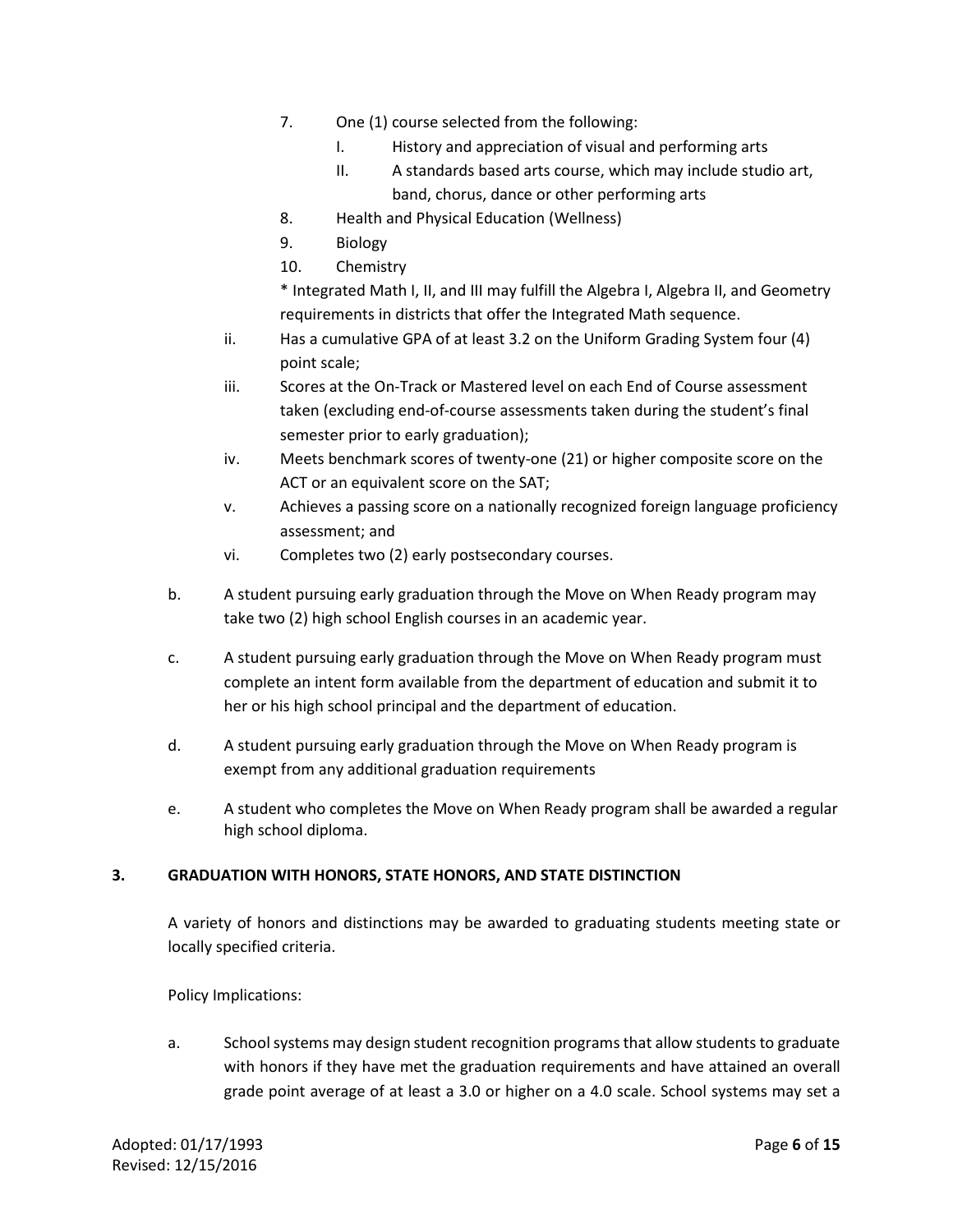7. One (1) course selected from the following:
    I. History and appreciation of visual and performing arts
    II. A standards based arts course, which may include studio art, band, chorus, dance or other performing arts
8. Health and Physical Education (Wellness)
9. Biology
10. Chemistry

\* Integrated Math I, II, and III may fulfill the Algebra I, Algebra II, and Geometry requirements in districts that offer the Integrated Math sequence.

ii. Has a cumulative GPA of at least 3.2 on the Uniform Grading System four (4) point scale;

iii. Scores at the On-Track or Mastered level on each End of Course assessment taken (excluding end-of-course assessments taken during the student's final semester prior to early graduation);

iv. Meets benchmark scores of twenty-one (21) or higher composite score on the ACT or an equivalent score on the SAT;

v. Achieves a passing score on a nationally recognized foreign language proficiency assessment; and

vi. Completes two (2) early postsecondary courses.

b. A student pursuing early graduation through the Move on When Ready program may take two (2) high school English courses in an academic year.

c. A student pursuing early graduation through the Move on When Ready program must complete an intent form available from the department of education and submit it to her or his high school principal and the department of education.

d. A student pursuing early graduation through the Move on When Ready program is exempt from any additional graduation requirements

e. A student who completes the Move on When Ready program shall be awarded a regular high school diploma.

## 3. GRADUATION WITH HONORS, STATE HONORS, AND STATE DISTINCTION

A variety of honors and distinctions may be awarded to graduating students meeting state or locally specified criteria.

Policy Implications:

a. School systems may design student recognition programs that allow students to graduate with honors if they have met the graduation requirements and have attained an overall grade point average of at least a 3.0 or higher on a 4.0 scale. School systems may set a

Adopted: 01/17/1993
Revised: 12/15/2016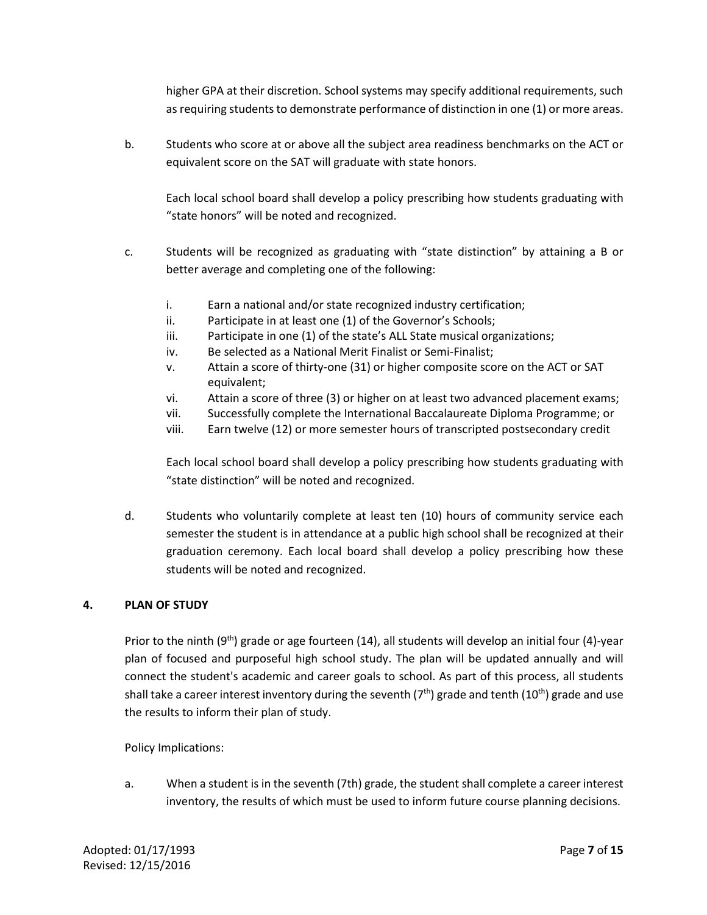higher GPA at their discretion. School systems may specify additional requirements, such as requiring students to demonstrate performance of distinction in one (1) or more areas.

b. Students who score at or above all the subject area readiness benchmarks on the ACT or equivalent score on the SAT will graduate with state honors.

   Each local school board shall develop a policy prescribing how students graduating with "state honors" will be noted and recognized.

c. Students will be recognized as graduating with "state distinction" by attaining a B or better average and completing one of the following:

   i. Earn a national and/or state recognized industry certification;
   ii. Participate in at least one (1) of the Governor's Schools;
   iii. Participate in one (1) of the state's ALL State musical organizations;
   iv. Be selected as a National Merit Finalist or Semi-Finalist;
   v. Attain a score of thirty-one (31) or higher composite score on the ACT or SAT equivalent;
   vi. Attain a score of three (3) or higher on at least two advanced placement exams;
   vii. Successfully complete the International Baccalaureate Diploma Programme; or
   viii. Earn twelve (12) or more semester hours of transcripted postsecondary credit

   Each local school board shall develop a policy prescribing how students graduating with "state distinction" will be noted and recognized.

d. Students who voluntarily complete at least ten (10) hours of community service each semester the student is in attendance at a public high school shall be recognized at their graduation ceremony. Each local board shall develop a policy prescribing how these students will be noted and recognized.

## 4. PLAN OF STUDY

Prior to the ninth (9th) grade or age fourteen (14), all students will develop an initial four (4)-year plan of focused and purposeful high school study. The plan will be updated annually and will connect the student's academic and career goals to school. As part of this process, all students shall take a career interest inventory during the seventh (7th) grade and tenth (10th) grade and use the results to inform their plan of study.

Policy Implications:

a. When a student is in the seventh (7th) grade, the student shall complete a career interest inventory, the results of which must be used to inform future course planning decisions.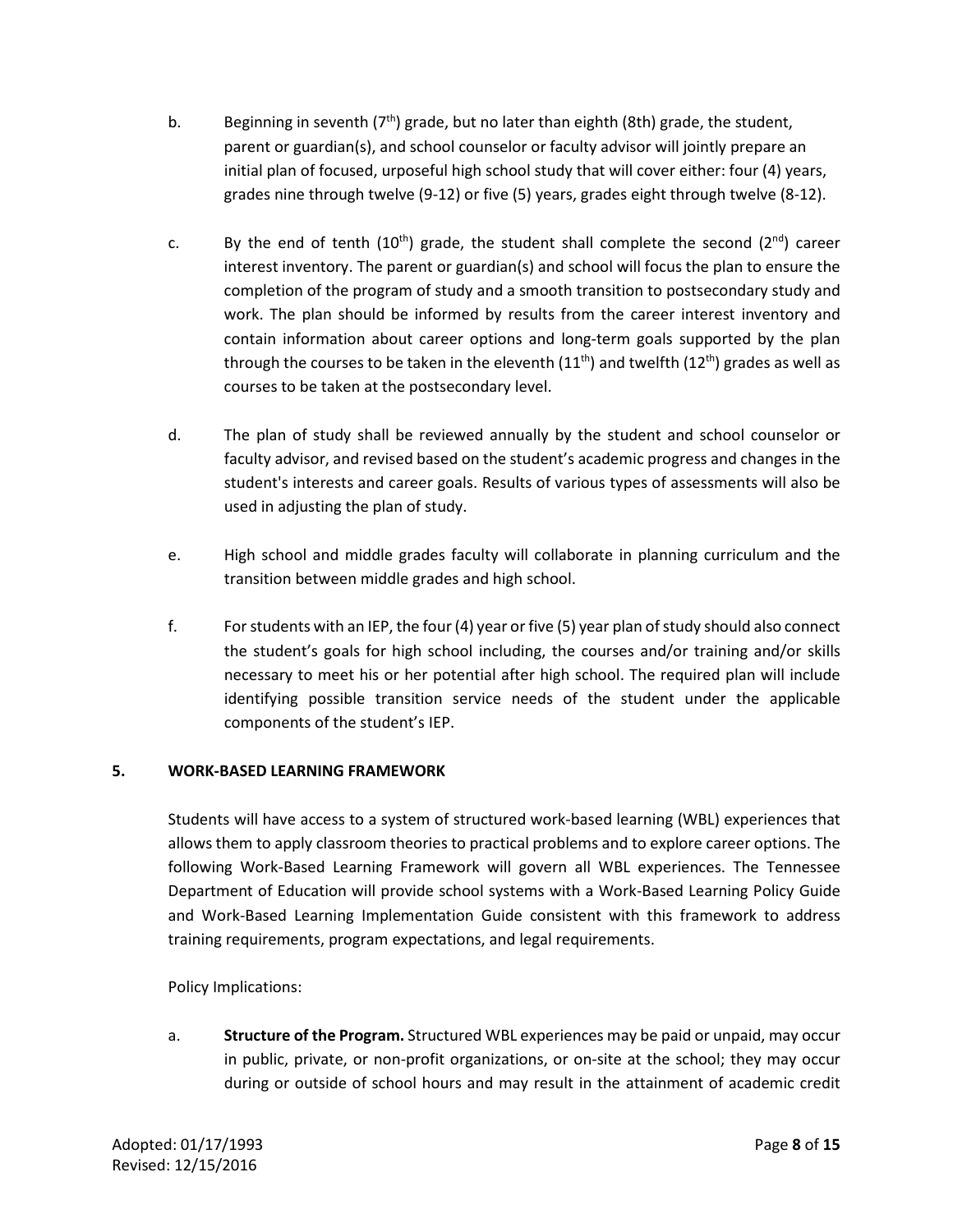b. Beginning in seventh (7th) grade, but no later than eighth (8th) grade, the student, parent or guardian(s), and school counselor or faculty advisor will jointly prepare an initial plan of focused, urposeful high school study that will cover either: four (4) years, grades nine through twelve (9-12) or five (5) years, grades eight through twelve (8-12).

c. By the end of tenth (10th) grade, the student shall complete the second (2nd) career interest inventory. The parent or guardian(s) and school will focus the plan to ensure the completion of the program of study and a smooth transition to postsecondary study and work. The plan should be informed by results from the career interest inventory and contain information about career options and long-term goals supported by the plan through the courses to be taken in the eleventh (11th) and twelfth (12th) grades as well as courses to be taken at the postsecondary level.

d. The plan of study shall be reviewed annually by the student and school counselor or faculty advisor, and revised based on the student's academic progress and changes in the student's interests and career goals. Results of various types of assessments will also be used in adjusting the plan of study.

e. High school and middle grades faculty will collaborate in planning curriculum and the transition between middle grades and high school.

f. For students with an IEP, the four (4) year or five (5) year plan of study should also connect the student's goals for high school including, the courses and/or training and/or skills necessary to meet his or her potential after high school. The required plan will include identifying possible transition service needs of the student under the applicable components of the student's IEP.

## 5. WORK-BASED LEARNING FRAMEWORK

Students will have access to a system of structured work-based learning (WBL) experiences that allows them to apply classroom theories to practical problems and to explore career options. The following Work-Based Learning Framework will govern all WBL experiences. The Tennessee Department of Education will provide school systems with a Work-Based Learning Policy Guide and Work-Based Learning Implementation Guide consistent with this framework to address training requirements, program expectations, and legal requirements.

Policy Implications:

a. **Structure of the Program.** Structured WBL experiences may be paid or unpaid, may occur in public, private, or non-profit organizations, or on-site at the school; they may occur during or outside of school hours and may result in the attainment of academic credit

Adopted: 01/17/1993
Revised: 12/15/2016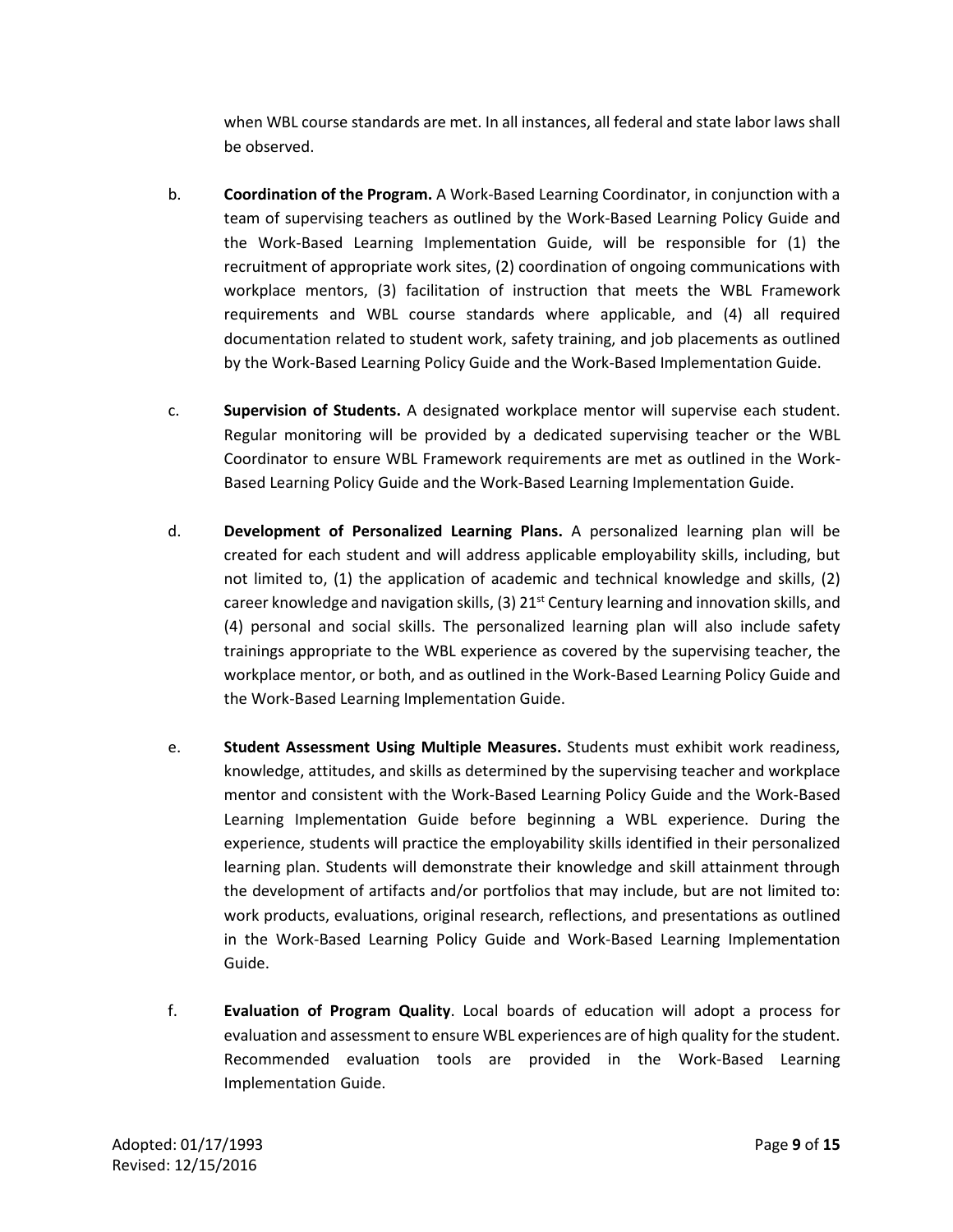when WBL course standards are met. In all instances, all federal and state labor laws shall be observed.

b. **Coordination of the Program.** A Work-Based Learning Coordinator, in conjunction with a team of supervising teachers as outlined by the Work-Based Learning Policy Guide and the Work-Based Learning Implementation Guide, will be responsible for (1) the recruitment of appropriate work sites, (2) coordination of ongoing communications with workplace mentors, (3) facilitation of instruction that meets the WBL Framework requirements and WBL course standards where applicable, and (4) all required documentation related to student work, safety training, and job placements as outlined by the Work-Based Learning Policy Guide and the Work-Based Implementation Guide.

c. **Supervision of Students.** A designated workplace mentor will supervise each student. Regular monitoring will be provided by a dedicated supervising teacher or the WBL Coordinator to ensure WBL Framework requirements are met as outlined in the Work-Based Learning Policy Guide and the Work-Based Learning Implementation Guide.

d. **Development of Personalized Learning Plans.** A personalized learning plan will be created for each student and will address applicable employability skills, including, but not limited to, (1) the application of academic and technical knowledge and skills, (2) career knowledge and navigation skills, (3) 21st Century learning and innovation skills, and (4) personal and social skills. The personalized learning plan will also include safety trainings appropriate to the WBL experience as covered by the supervising teacher, the workplace mentor, or both, and as outlined in the Work-Based Learning Policy Guide and the Work-Based Learning Implementation Guide.

e. **Student Assessment Using Multiple Measures.** Students must exhibit work readiness, knowledge, attitudes, and skills as determined by the supervising teacher and workplace mentor and consistent with the Work-Based Learning Policy Guide and the Work-Based Learning Implementation Guide before beginning a WBL experience. During the experience, students will practice the employability skills identified in their personalized learning plan. Students will demonstrate their knowledge and skill attainment through the development of artifacts and/or portfolios that may include, but are not limited to: work products, evaluations, original research, reflections, and presentations as outlined in the Work-Based Learning Policy Guide and Work-Based Learning Implementation Guide.

f. **Evaluation of Program Quality**. Local boards of education will adopt a process for evaluation and assessment to ensure WBL experiences are of high quality for the student. Recommended evaluation tools are provided in the Work-Based Learning Implementation Guide.

Adopted: 01/17/1993
Revised: 12/15/2016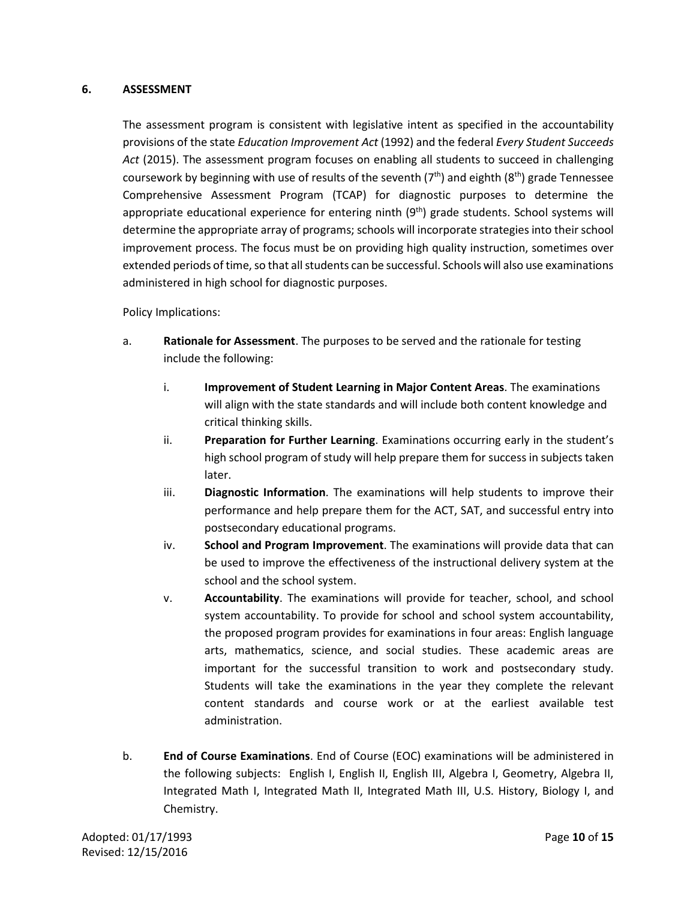## 6. ASSESSMENT

The assessment program is consistent with legislative intent as specified in the accountability provisions of the state *Education Improvement Act* (1992) and the federal *Every Student Succeeds Act* (2015). The assessment program focuses on enabling all students to succeed in challenging coursework by beginning with use of results of the seventh (7th) and eighth (8th) grade Tennessee Comprehensive Assessment Program (TCAP) for diagnostic purposes to determine the appropriate educational experience for entering ninth (9th) grade students. School systems will determine the appropriate array of programs; schools will incorporate strategies into their school improvement process. The focus must be on providing high quality instruction, sometimes over extended periods of time, so that all students can be successful. Schools will also use examinations administered in high school for diagnostic purposes.

Policy Implications:

a. **Rationale for Assessment**. The purposes to be served and the rationale for testing include the following:

   i. **Improvement of Student Learning in Major Content Areas**. The examinations will align with the state standards and will include both content knowledge and critical thinking skills.

   ii. **Preparation for Further Learning**. Examinations occurring early in the student's high school program of study will help prepare them for success in subjects taken later.

   iii. **Diagnostic Information**. The examinations will help students to improve their performance and help prepare them for the ACT, SAT, and successful entry into postsecondary educational programs.

   iv. **School and Program Improvement**. The examinations will provide data that can be used to improve the effectiveness of the instructional delivery system at the school and the school system.

   v. **Accountability**. The examinations will provide for teacher, school, and school system accountability. To provide for school and school system accountability, the proposed program provides for examinations in four areas: English language arts, mathematics, science, and social studies. These academic areas are important for the successful transition to work and postsecondary study. Students will take the examinations in the year they complete the relevant content standards and course work or at the earliest available test administration.

b. **End of Course Examinations**. End of Course (EOC) examinations will be administered in the following subjects: English I, English II, English III, Algebra I, Geometry, Algebra II, Integrated Math I, Integrated Math II, Integrated Math III, U.S. History, Biology I, and Chemistry.

Adopted: 01/17/1993
Revised: 12/15/2016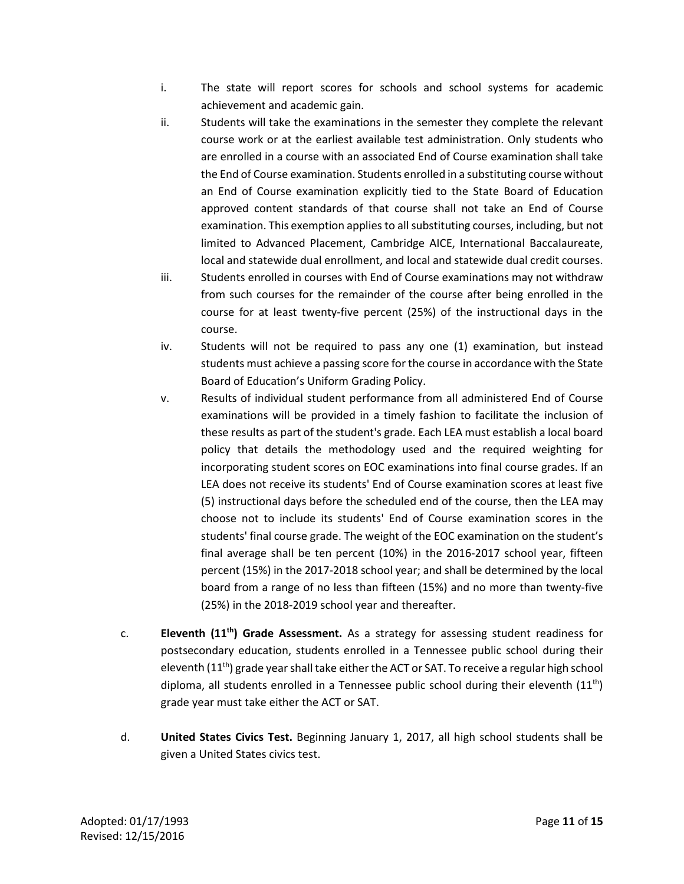i. The state will report scores for schools and school systems for academic achievement and academic gain.

ii. Students will take the examinations in the semester they complete the relevant course work or at the earliest available test administration. Only students who are enrolled in a course with an associated End of Course examination shall take the End of Course examination. Students enrolled in a substituting course without an End of Course examination explicitly tied to the State Board of Education approved content standards of that course shall not take an End of Course examination. This exemption applies to all substituting courses, including, but not limited to Advanced Placement, Cambridge AICE, International Baccalaureate, local and statewide dual enrollment, and local and statewide dual credit courses.

iii. Students enrolled in courses with End of Course examinations may not withdraw from such courses for the remainder of the course after being enrolled in the course for at least twenty-five percent (25%) of the instructional days in the course.

iv. Students will not be required to pass any one (1) examination, but instead students must achieve a passing score for the course in accordance with the State Board of Education's Uniform Grading Policy.

v. Results of individual student performance from all administered End of Course examinations will be provided in a timely fashion to facilitate the inclusion of these results as part of the student's grade. Each LEA must establish a local board policy that details the methodology used and the required weighting for incorporating student scores on EOC examinations into final course grades. If an LEA does not receive its students' End of Course examination scores at least five (5) instructional days before the scheduled end of the course, then the LEA may choose not to include its students' End of Course examination scores in the students' final course grade. The weight of the EOC examination on the student's final average shall be ten percent (10%) in the 2016-2017 school year, fifteen percent (15%) in the 2017-2018 school year; and shall be determined by the local board from a range of no less than fifteen (15%) and no more than twenty-five (25%) in the 2018-2019 school year and thereafter.

c. **Eleventh (11th) Grade Assessment.** As a strategy for assessing student readiness for postsecondary education, students enrolled in a Tennessee public school during their eleventh (11th) grade year shall take either the ACT or SAT. To receive a regular high school diploma, all students enrolled in a Tennessee public school during their eleventh (11th) grade year must take either the ACT or SAT.

d. **United States Civics Test.** Beginning January 1, 2017, all high school students shall be given a United States civics test.

Adopted: 01/17/1993
Revised: 12/15/2016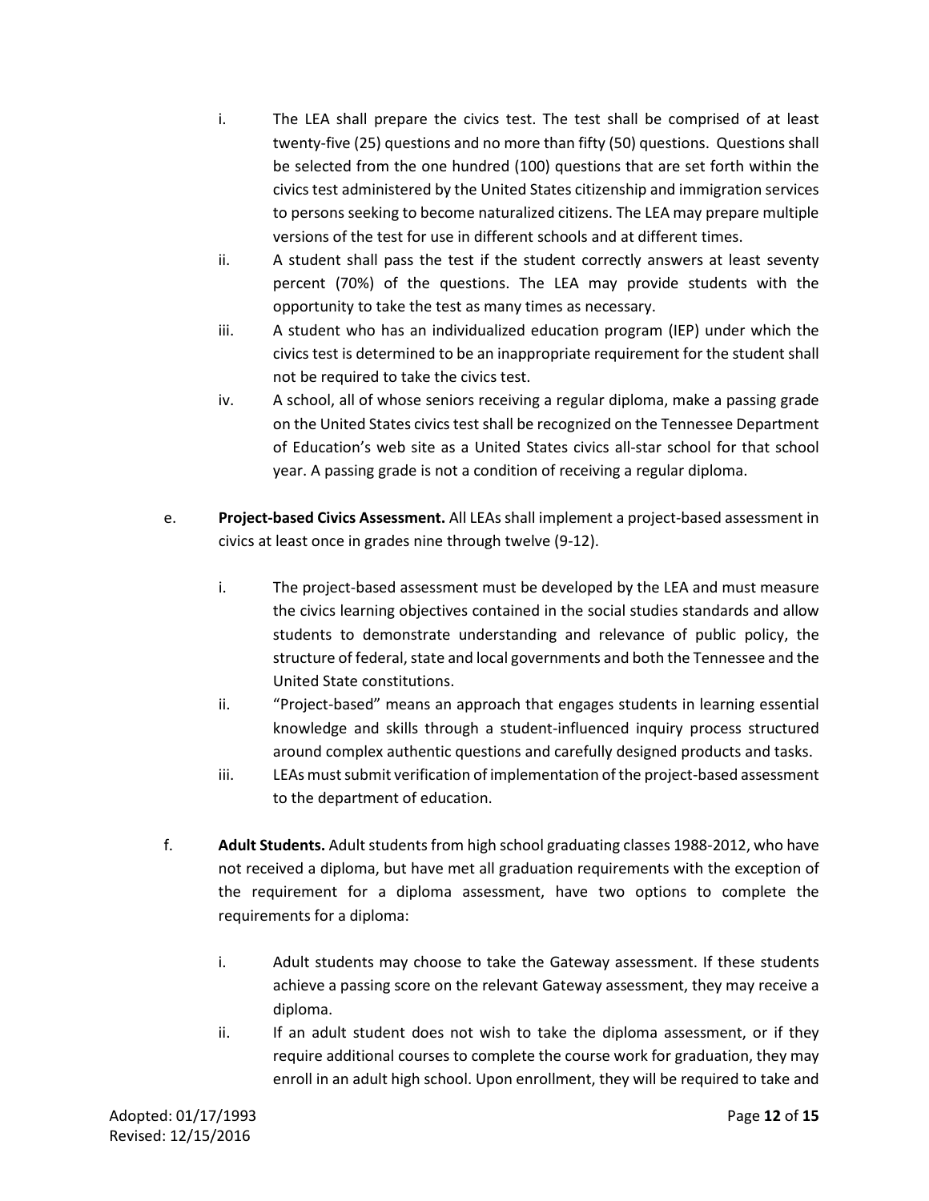i. The LEA shall prepare the civics test. The test shall be comprised of at least twenty-five (25) questions and no more than fifty (50) questions. Questions shall be selected from the one hundred (100) questions that are set forth within the civics test administered by the United States citizenship and immigration services to persons seeking to become naturalized citizens. The LEA may prepare multiple versions of the test for use in different schools and at different times.

ii. A student shall pass the test if the student correctly answers at least seventy percent (70%) of the questions. The LEA may provide students with the opportunity to take the test as many times as necessary.

iii. A student who has an individualized education program (IEP) under which the civics test is determined to be an inappropriate requirement for the student shall not be required to take the civics test.

iv. A school, all of whose seniors receiving a regular diploma, make a passing grade on the United States civics test shall be recognized on the Tennessee Department of Education's web site as a United States civics all-star school for that school year. A passing grade is not a condition of receiving a regular diploma.

e. **Project-based Civics Assessment.** All LEAs shall implement a project-based assessment in civics at least once in grades nine through twelve (9-12).

i. The project-based assessment must be developed by the LEA and must measure the civics learning objectives contained in the social studies standards and allow students to demonstrate understanding and relevance of public policy, the structure of federal, state and local governments and both the Tennessee and the United State constitutions.

ii. "Project-based" means an approach that engages students in learning essential knowledge and skills through a student-influenced inquiry process structured around complex authentic questions and carefully designed products and tasks.

iii. LEAs must submit verification of implementation of the project-based assessment to the department of education.

f. **Adult Students.** Adult students from high school graduating classes 1988-2012, who have not received a diploma, but have met all graduation requirements with the exception of the requirement for a diploma assessment, have two options to complete the requirements for a diploma:

i. Adult students may choose to take the Gateway assessment. If these students achieve a passing score on the relevant Gateway assessment, they may receive a diploma.

ii. If an adult student does not wish to take the diploma assessment, or if they require additional courses to complete the course work for graduation, they may enroll in an adult high school. Upon enrollment, they will be required to take and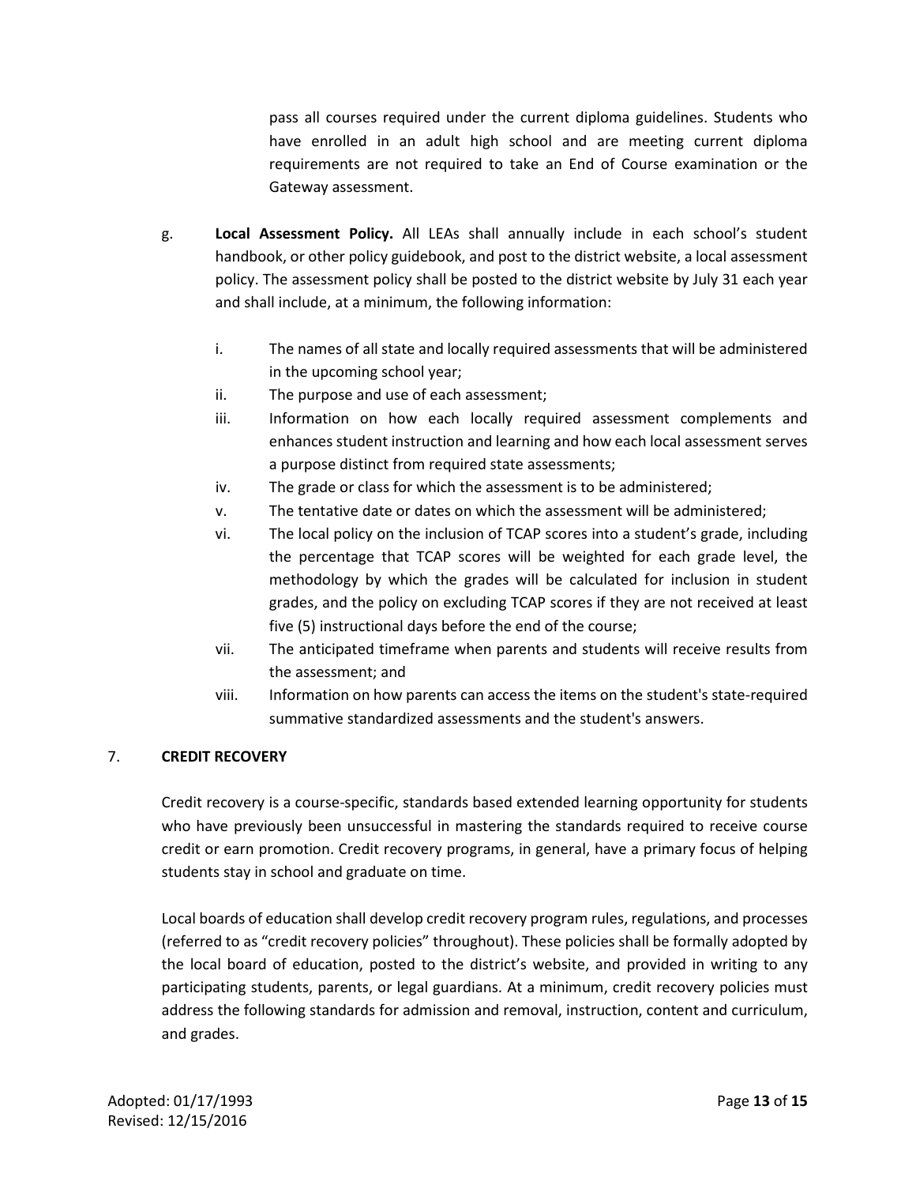pass all courses required under the current diploma guidelines. Students who have enrolled in an adult high school and are meeting current diploma requirements are not required to take an End of Course examination or the Gateway assessment.

g. **Local Assessment Policy.** All LEAs shall annually include in each school's student handbook, or other policy guidebook, and post to the district website, a local assessment policy. The assessment policy shall be posted to the district website by July 31 each year and shall include, at a minimum, the following information:

   i. The names of all state and locally required assessments that will be administered in the upcoming school year;
   ii. The purpose and use of each assessment;
   iii. Information on how each locally required assessment complements and enhances student instruction and learning and how each local assessment serves a purpose distinct from required state assessments;
   iv. The grade or class for which the assessment is to be administered;
   v. The tentative date or dates on which the assessment will be administered;
   vi. The local policy on the inclusion of TCAP scores into a student's grade, including the percentage that TCAP scores will be weighted for each grade level, the methodology by which the grades will be calculated for inclusion in student grades, and the policy on excluding TCAP scores if they are not received at least five (5) instructional days before the end of the course;
   vii. The anticipated timeframe when parents and students will receive results from the assessment; and
   viii. Information on how parents can access the items on the student's state-required summative standardized assessments and the student's answers.

## 7. CREDIT RECOVERY

Credit recovery is a course-specific, standards based extended learning opportunity for students who have previously been unsuccessful in mastering the standards required to receive course credit or earn promotion. Credit recovery programs, in general, have a primary focus of helping students stay in school and graduate on time.

Local boards of education shall develop credit recovery program rules, regulations, and processes (referred to as "credit recovery policies" throughout). These policies shall be formally adopted by the local board of education, posted to the district's website, and provided in writing to any participating students, parents, or legal guardians. At a minimum, credit recovery policies must address the following standards for admission and removal, instruction, content and curriculum, and grades.

Adopted: 01/17/1993
Revised: 12/15/2016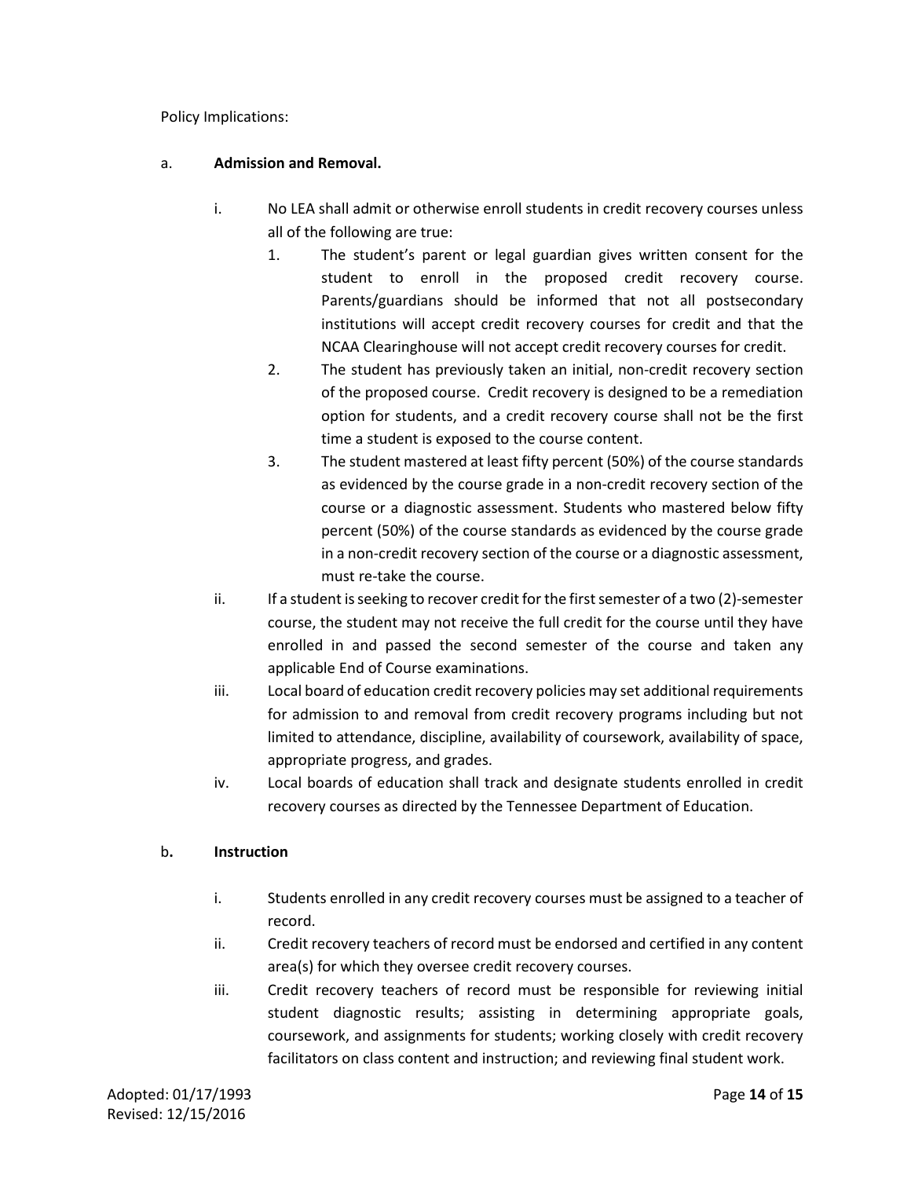Policy Implications:

a. **Admission and Removal.**

   i. No LEA shall admit or otherwise enroll students in credit recovery courses unless all of the following are true:

      1. The student's parent or legal guardian gives written consent for the student to enroll in the proposed credit recovery course. Parents/guardians should be informed that not all postsecondary institutions will accept credit recovery courses for credit and that the NCAA Clearinghouse will not accept credit recovery courses for credit.
      2. The student has previously taken an initial, non-credit recovery section of the proposed course. Credit recovery is designed to be a remediation option for students, and a credit recovery course shall not be the first time a student is exposed to the course content.
      3. The student mastered at least fifty percent (50%) of the course standards as evidenced by the course grade in a non-credit recovery section of the course or a diagnostic assessment. Students who mastered below fifty percent (50%) of the course standards as evidenced by the course grade in a non-credit recovery section of the course or a diagnostic assessment, must re-take the course.

   ii. If a student is seeking to recover credit for the first semester of a two (2)-semester course, the student may not receive the full credit for the course until they have enrolled in and passed the second semester of the course and taken any applicable End of Course examinations.

   iii. Local board of education credit recovery policies may set additional requirements for admission to and removal from credit recovery programs including but not limited to attendance, discipline, availability of coursework, availability of space, appropriate progress, and grades.

   iv. Local boards of education shall track and designate students enrolled in credit recovery courses as directed by the Tennessee Department of Education.

b. **Instruction**

   i. Students enrolled in any credit recovery courses must be assigned to a teacher of record.

   ii. Credit recovery teachers of record must be endorsed and certified in any content area(s) for which they oversee credit recovery courses.

   iii. Credit recovery teachers of record must be responsible for reviewing initial student diagnostic results; assisting in determining appropriate goals, coursework, and assignments for students; working closely with credit recovery facilitators on class content and instruction; and reviewing final student work.

Adopted: 01/17/1993
Revised: 12/15/2016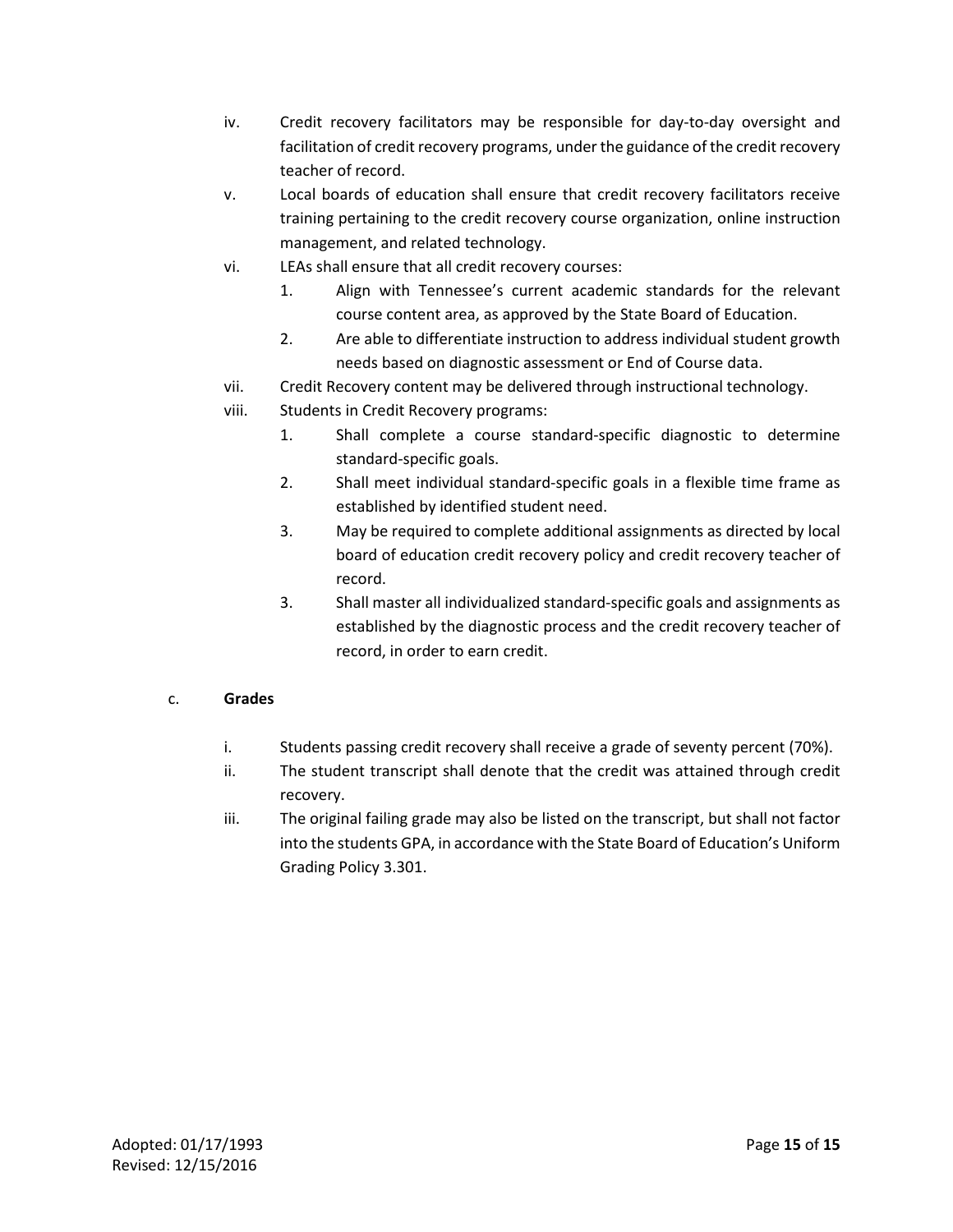iv. Credit recovery facilitators may be responsible for day-to-day oversight and facilitation of credit recovery programs, under the guidance of the credit recovery teacher of record.

v. Local boards of education shall ensure that credit recovery facilitators receive training pertaining to the credit recovery course organization, online instruction management, and related technology.

vi. LEAs shall ensure that all credit recovery courses:

   1. Align with Tennessee's current academic standards for the relevant course content area, as approved by the State Board of Education.
   2. Are able to differentiate instruction to address individual student growth needs based on diagnostic assessment or End of Course data.

vii. Credit Recovery content may be delivered through instructional technology.

viii. Students in Credit Recovery programs:

   1. Shall complete a course standard-specific diagnostic to determine standard-specific goals.
   2. Shall meet individual standard-specific goals in a flexible time frame as established by identified student need.
   3. May be required to complete additional assignments as directed by local board of education credit recovery policy and credit recovery teacher of record.
   3. Shall master all individualized standard-specific goals and assignments as established by the diagnostic process and the credit recovery teacher of record, in order to earn credit.

c. **Grades**

i. Students passing credit recovery shall receive a grade of seventy percent (70%).

ii. The student transcript shall denote that the credit was attained through credit recovery.

iii. The original failing grade may also be listed on the transcript, but shall not factor into the students GPA, in accordance with the State Board of Education's Uniform Grading Policy 3.301.

Adopted: 01/17/1993
Revised: 12/15/2016